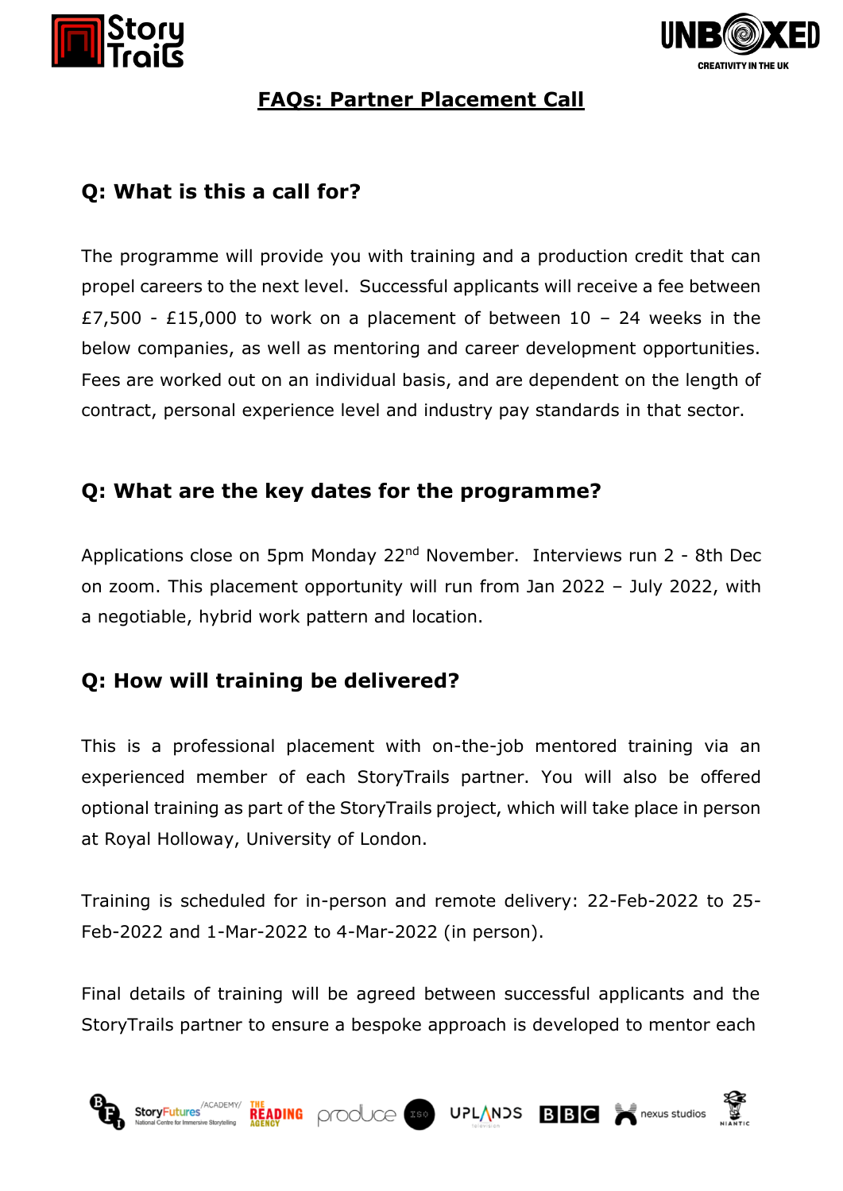# FAQs: Partner Placement Call

## Q: What is this a call for?

The programme will provide you with training and a production credit that can propel careers to the next level. Successful applicants will receive a fee between £7,500 - £15,000 to work on a placement of between 10 – 24 weeks in the below companies, as well as mentoring and career development opportunities. Fees are worked out on an individual basis, and are dependent on the length of contract, personal experience level and industry pay standards in that sector.

## Q: What are the key dates for the programme?

Applications close on 5pm Monday 22nd November. Interviews run 2 - 8th Dec on zoom. This placement opportunity will run from Jan 2022 – July 2022, with a negotiable, hybrid work pattern and location.

## Q: How will training be delivered?

This is a professional placement with on-the-job mentored training via an experienced member of each StoryTrails partner. You will also be offered optional training as part of the StoryTrails project, which will take place in person at Royal Holloway, University of London.

Training is scheduled for in-person and remote delivery: 22-Feb-2022 to 25-Feb-2022 and 1-Mar-2022 to 4-Mar-2022 (in person).

Final details of training will be agreed between successful applicants and the StoryTrails partner to ensure a bespoke approach is developed to mentor each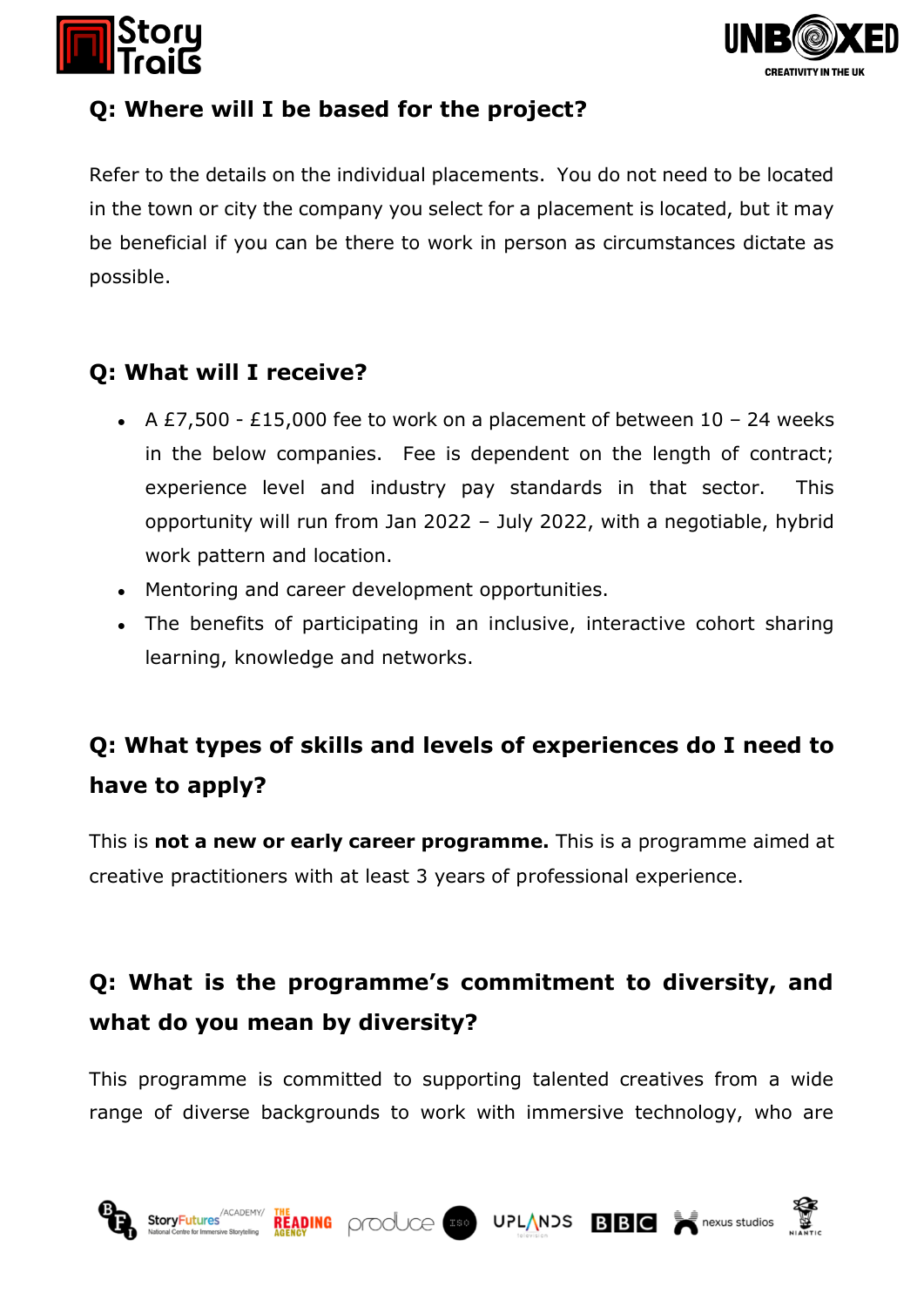## Q: Where will I be based for the project?

Refer to the details on the individual placements. You do not need to be located in the town or city the company you select for a placement is located, but it may be beneficial if you can be there to work in person as circumstances dictate as possible.

## Q: What will I receive?

- A £7,500 - £15,000 fee to work on a placement of between 10 – 24 weeks in the below companies. Fee is dependent on the length of contract; experience level and industry pay standards in that sector. This opportunity will run from Jan 2022 – July 2022, with a negotiable, hybrid work pattern and location.
- Mentoring and career development opportunities.
- The benefits of participating in an inclusive, interactive cohort sharing learning, knowledge and networks.

## Q: What types of skills and levels of experiences do I need to have to apply?

This is **not a new or early career programme.** This is a programme aimed at creative practitioners with at least 3 years of professional experience.

## Q: What is the programme's commitment to diversity, and what do you mean by diversity?

This programme is committed to supporting talented creatives from a wide range of diverse backgrounds to work with immersive technology, who are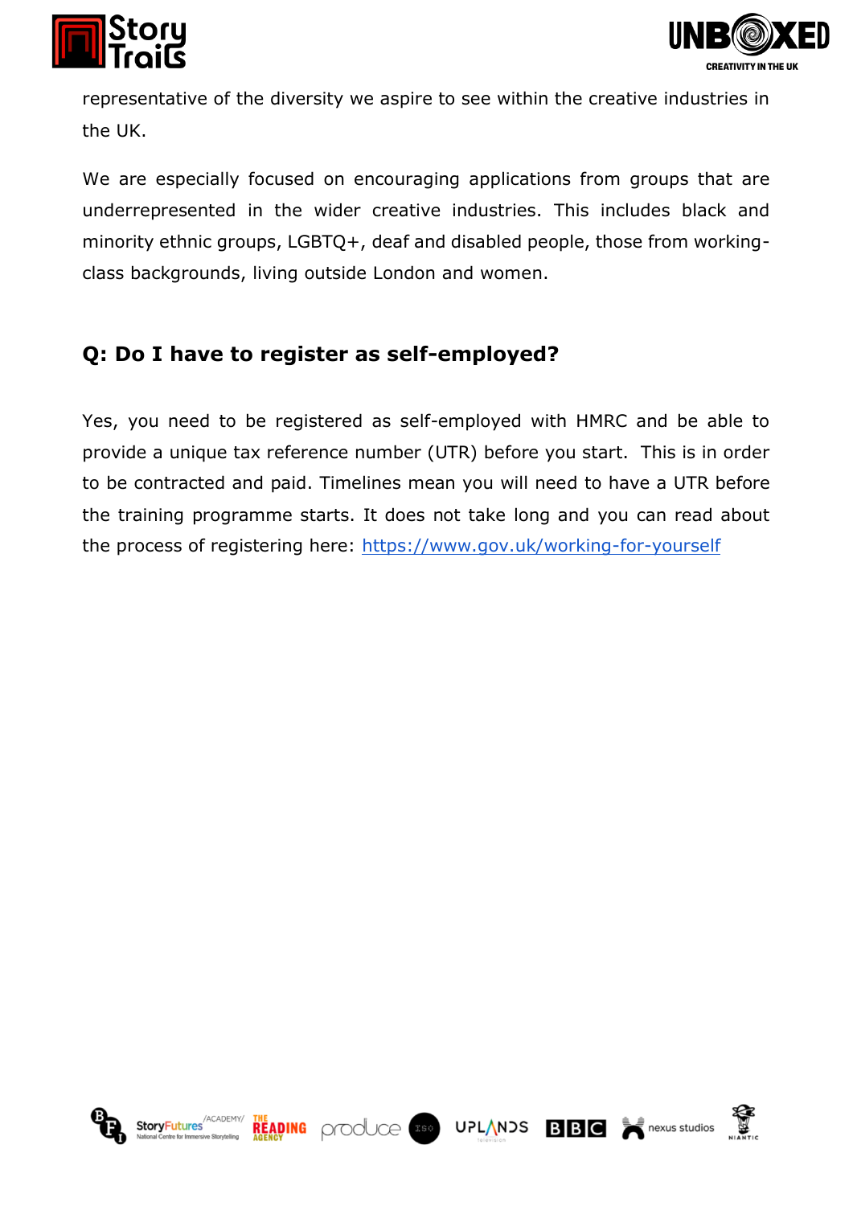representative of the diversity we aspire to see within the creative industries in the UK.

We are especially focused on encouraging applications from groups that are underrepresented in the wider creative industries. This includes black and minority ethnic groups, LGBTQ+, deaf and disabled people, those from working-class backgrounds, living outside London and women.

## Q: Do I have to register as self-employed?

Yes, you need to be registered as self-employed with HMRC and be able to provide a unique tax reference number (UTR) before you start. This is in order to be contracted and paid. Timelines mean you will need to have a UTR before the training programme starts. It does not take long and you can read about the process of registering here: [https://www.gov.uk/working-for-yourself](https://www.gov.uk/working-for-yourself)